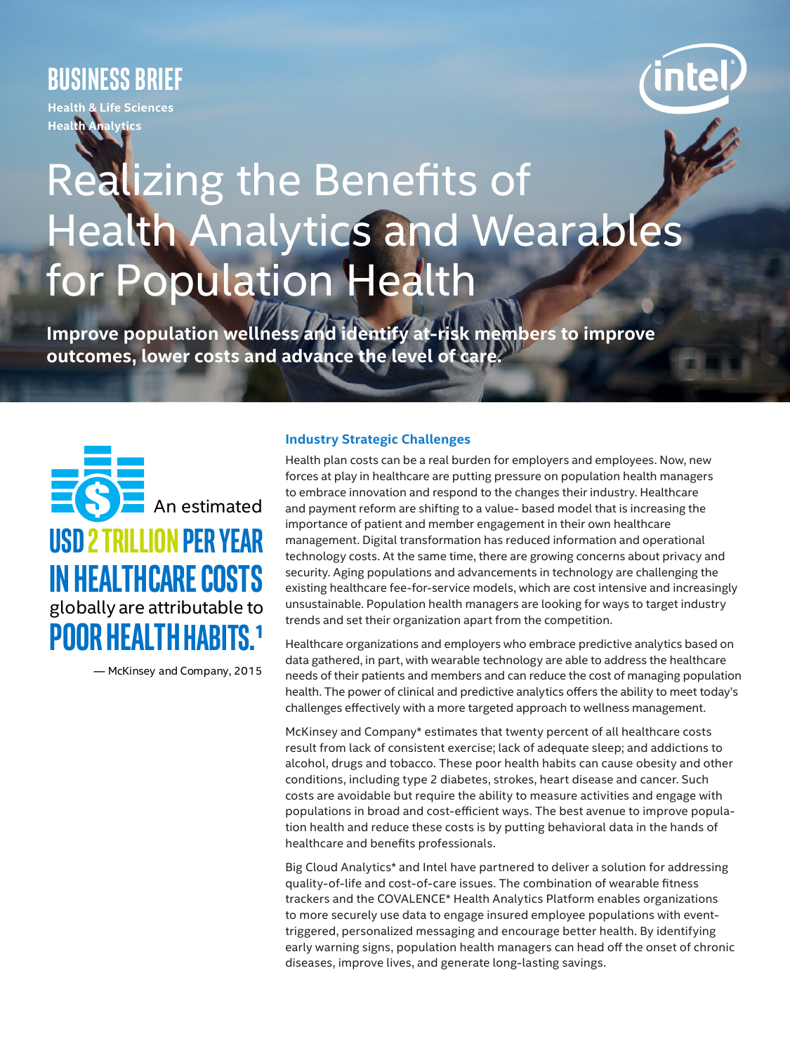BUSINESS BRIEF

Health & Life Sciences
Health Analytics

# Realizing the Benefits of Health Analytics and Wearables for Population Health

**Improve population wellness and identify at-risk members to improve outcomes, lower costs and advance the level of care.**

An estimated **USD 2 TRILLION PER YEAR IN HEALTHCARE COSTS** globally are attributable to **POOR HEALTH HABITS.**[1]

— McKinsey and Company, 2015

## Industry Strategic Challenges

Health plan costs can be a real burden for employers and employees. Now, new forces at play in healthcare are putting pressure on population health managers to embrace innovation and respond to the changes their industry. Healthcare and payment reform are shifting to a value- based model that is increasing the importance of patient and member engagement in their own healthcare management. Digital transformation has reduced information and operational technology costs. At the same time, there are growing concerns about privacy and security. Aging populations and advancements in technology are challenging the existing healthcare fee-for-service models, which are cost intensive and increasingly unsustainable. Population health managers are looking for ways to target industry trends and set their organization apart from the competition.

Healthcare organizations and employers who embrace predictive analytics based on data gathered, in part, with wearable technology are able to address the healthcare needs of their patients and members and can reduce the cost of managing population health. The power of clinical and predictive analytics offers the ability to meet today's challenges effectively with a more targeted approach to wellness management.

McKinsey and Company* estimates that twenty percent of all healthcare costs result from lack of consistent exercise; lack of adequate sleep; and addictions to alcohol, drugs and tobacco. These poor health habits can cause obesity and other conditions, including type 2 diabetes, strokes, heart disease and cancer. Such costs are avoidable but require the ability to measure activities and engage with populations in broad and cost-efficient ways. The best avenue to improve population health and reduce these costs is by putting behavioral data in the hands of healthcare and benefits professionals.

Big Cloud Analytics* and Intel have partnered to deliver a solution for addressing quality-of-life and cost-of-care issues. The combination of wearable fitness trackers and the COVALENCE* Health Analytics Platform enables organizations to more securely use data to engage insured employee populations with event-triggered, personalized messaging and encourage better health. By identifying early warning signs, population health managers can head off the onset of chronic diseases, improve lives, and generate long-lasting savings.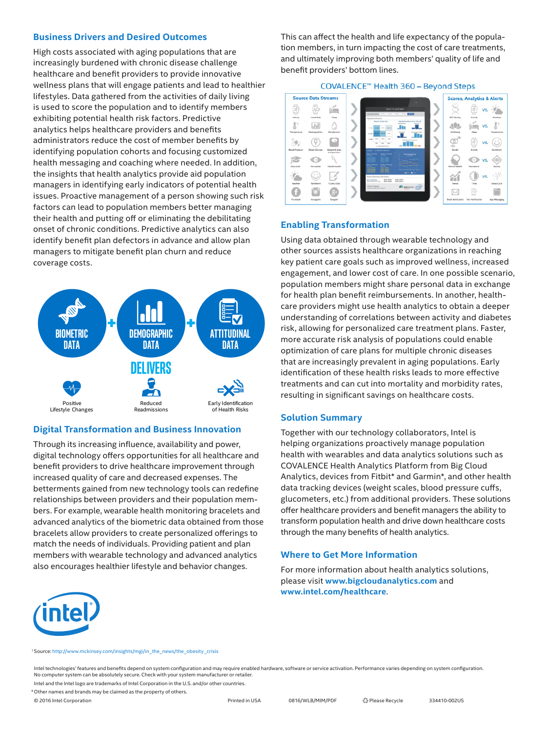## Business Drivers and Desired Outcomes

High costs associated with aging populations that are increasingly burdened with chronic disease challenge healthcare and benefit providers to provide innovative wellness plans that will engage patients and lead to healthier lifestyles. Data gathered from the activities of daily living is used to score the population and to identify members exhibiting potential health risk factors. Predictive analytics helps healthcare providers and benefits administrators reduce the cost of member benefits by identifying population cohorts and focusing customized health messaging and coaching where needed. In addition, the insights that health analytics provide aid population managers in identifying early indicators of potential health issues. Proactive management of a person showing such risk factors can lead to population members better managing their health and putting off or eliminating the debilitating onset of chronic conditions. Predictive analytics can also identify benefit plan defectors in advance and allow plan managers to mitigate benefit plan churn and reduce coverage costs.

BIOMETRIC DATA + DEMOGRAPHIC DATA + ATTITUDINAL DATA

DELIVERS

Positive Lifestyle Changes

Reduced Readmissions

Early Identification of Health Risks

## Digital Transformation and Business Innovation

Through its increasing influence, availability and power, digital technology offers opportunities for all healthcare and benefit providers to drive healthcare improvement through increased quality of care and decreased expenses. The betterments gained from new technology tools can redefine relationships between providers and their population members. For example, wearable health monitoring bracelets and advanced analytics of the biometric data obtained from those bracelets allow providers to create personalized offerings to match the needs of individuals. Providing patient and plan members with wearable technology and advanced analytics also encourages healthier lifestyle and behavior changes.

This can affect the health and life expectancy of the population members, in turn impacting the cost of care treatments, and ultimately improving both members' quality of life and benefit providers' bottom lines.

COVALENCE™ Health 360 – Beyond Steps

Source Data Streams

Activity, Heart Rate, Sleep, Temperature, Demographics, Perspiration, Blood Pressure, Blood Glucose, Weight & Body Composition, Education, Perception, Dental Health, Weather, Sentiment, Claims Data, Facebook, Instagram, Google+

Scores, Analytics & Alerts

BIO Identity, Activity vs. Weather, Wellbeing, Sleep vs. Temperature, Gender, Activity vs. Sentiment, Mental Health, Perception vs. Reality, Trends, Time vs. Sleep Cycle, Email Notification, Text Notification, App Messaging

## Enabling Transformation

Using data obtained through wearable technology and other sources assists healthcare organizations in reaching key patient care goals such as improved wellness, increased engagement, and lower cost of care. In one possible scenario, population members might share personal data in exchange for health plan benefit reimbursements. In another, healthcare providers might use health analytics to obtain a deeper understanding of correlations between activity and diabetes risk, allowing for personalized care treatment plans. Faster, more accurate risk analysis of populations could enable optimization of care plans for multiple chronic diseases that are increasingly prevalent in aging populations. Early identification of these health risks leads to more effective treatments and can cut into mortality and morbidity rates, resulting in significant savings on healthcare costs.

## Solution Summary

Together with our technology collaborators, Intel is helping organizations proactively manage population health with wearables and data analytics solutions such as COVALENCE Health Analytics Platform from Big Cloud Analytics, devices from Fitbit* and Garmin*, and other health data tracking devices (weight scales, blood pressure cuffs, glucometers, etc.) from additional providers. These solutions offer healthcare providers and benefit managers the ability to transform population health and drive down healthcare costs through the many benefits of health analytics.

## Where to Get More Information

For more information about health analytics solutions, please visit **www.bigcloudanalytics.com** and **www.intel.com/healthcare**.

[1] Source: http://www.mckinsey.com/insights/mgi/in_the_news/the_obesity_crisis

Intel technologies' features and benefits depend on system configuration and may require enabled hardware, software or service activation. Performance varies depending on system configuration. No computer system can be absolutely secure. Check with your system manufacturer or retailer.

Intel and the Intel logo are trademarks of Intel Corporation in the U.S. and/or other countries.

*Other names and brands may be claimed as the property of others.

© 2016 Intel Corporation Printed in USA 0816/WLB/MIM/PDF Please Recycle 334410-002US